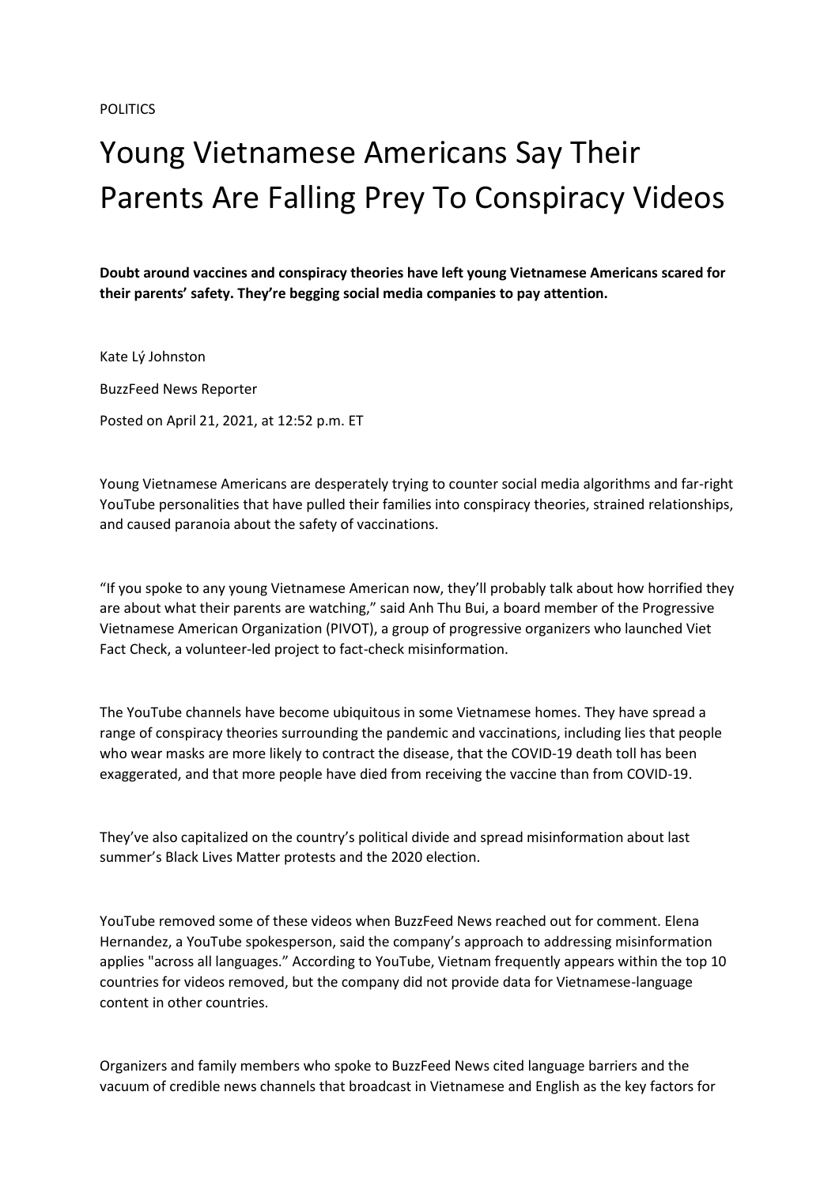POLITICS

# Young Vietnamese Americans Say Their Parents Are Falling Prey To Conspiracy Videos

**Doubt around vaccines and conspiracy theories have left young Vietnamese Americans scared for their parents' safety. They're begging social media companies to pay attention.**

Kate Lý Johnston

BuzzFeed News Reporter

Posted on April 21, 2021, at 12:52 p.m. ET

Young Vietnamese Americans are desperately trying to counter social media algorithms and far-right YouTube personalities that have pulled their families into conspiracy theories, strained relationships, and caused paranoia about the safety of vaccinations.

"If you spoke to any young Vietnamese American now, they'll probably talk about how horrified they are about what their parents are watching," said Anh Thu Bui, a board member of the Progressive Vietnamese American Organization (PIVOT), a group of progressive organizers who launched Viet Fact Check, a volunteer-led project to fact-check misinformation.

The YouTube channels have become ubiquitous in some Vietnamese homes. They have spread a range of conspiracy theories surrounding the pandemic and vaccinations, including lies that people who wear masks are more likely to contract the disease, that the COVID-19 death toll has been exaggerated, and that more people have died from receiving the vaccine than from COVID-19.

They've also capitalized on the country's political divide and spread misinformation about last summer's Black Lives Matter protests and the 2020 election.

YouTube removed some of these videos when BuzzFeed News reached out for comment. Elena Hernandez, a YouTube spokesperson, said the company's approach to addressing misinformation applies "across all languages." According to YouTube, Vietnam frequently appears within the top 10 countries for videos removed, but the company did not provide data for Vietnamese-language content in other countries.

Organizers and family members who spoke to BuzzFeed News cited language barriers and the vacuum of credible news channels that broadcast in Vietnamese and English as the key factors for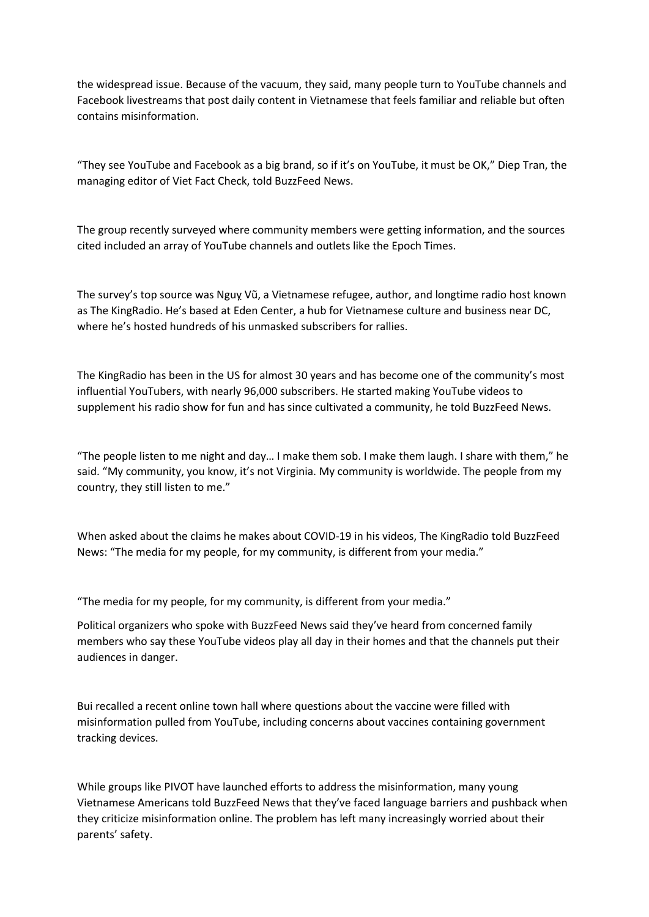the widespread issue. Because of the vacuum, they said, many people turn to YouTube channels and Facebook livestreams that post daily content in Vietnamese that feels familiar and reliable but often contains misinformation.

"They see YouTube and Facebook as a big brand, so if it's on YouTube, it must be OK," Diep Tran, the managing editor of Viet Fact Check, told BuzzFeed News.

The group recently surveyed where community members were getting information, and the sources cited included an array of YouTube channels and outlets like the Epoch Times.

The survey's top source was Nguỵ Vũ, a Vietnamese refugee, author, and longtime radio host known as The KingRadio. He's based at Eden Center, a hub for Vietnamese culture and business near DC, where he's hosted hundreds of his unmasked subscribers for rallies.

The KingRadio has been in the US for almost 30 years and has become one of the community's most influential YouTubers, with nearly 96,000 subscribers. He started making YouTube videos to supplement his radio show for fun and has since cultivated a community, he told BuzzFeed News.

"The people listen to me night and day… I make them sob. I make them laugh. I share with them," he said. "My community, you know, it's not Virginia. My community is worldwide. The people from my country, they still listen to me."

When asked about the claims he makes about COVID-19 in his videos, The KingRadio told BuzzFeed News: "The media for my people, for my community, is different from your media."

"The media for my people, for my community, is different from your media."

Political organizers who spoke with BuzzFeed News said they've heard from concerned family members who say these YouTube videos play all day in their homes and that the channels put their audiences in danger.

Bui recalled a recent online town hall where questions about the vaccine were filled with misinformation pulled from YouTube, including concerns about vaccines containing government tracking devices.

While groups like PIVOT have launched efforts to address the misinformation, many young Vietnamese Americans told BuzzFeed News that they've faced language barriers and pushback when they criticize misinformation online. The problem has left many increasingly worried about their parents' safety.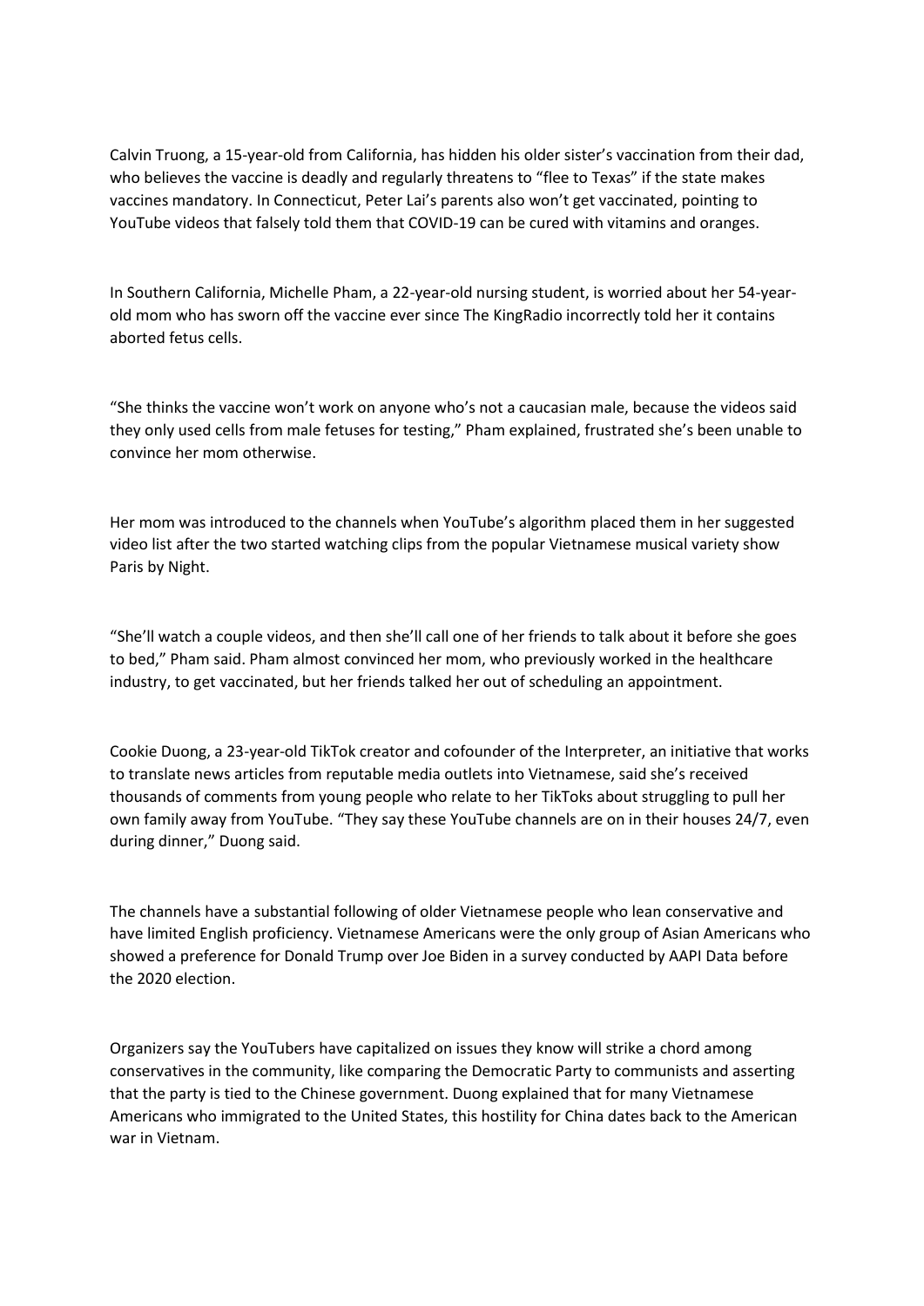Calvin Truong, a 15-year-old from California, has hidden his older sister's vaccination from their dad, who believes the vaccine is deadly and regularly threatens to "flee to Texas" if the state makes vaccines mandatory. In Connecticut, Peter Lai's parents also won't get vaccinated, pointing to YouTube videos that falsely told them that COVID-19 can be cured with vitamins and oranges.

In Southern California, Michelle Pham, a 22-year-old nursing student, is worried about her 54-year-old mom who has sworn off the vaccine ever since The KingRadio incorrectly told her it contains aborted fetus cells.

"She thinks the vaccine won't work on anyone who's not a caucasian male, because the videos said they only used cells from male fetuses for testing," Pham explained, frustrated she's been unable to convince her mom otherwise.

Her mom was introduced to the channels when YouTube's algorithm placed them in her suggested video list after the two started watching clips from the popular Vietnamese musical variety show Paris by Night.

"She'll watch a couple videos, and then she'll call one of her friends to talk about it before she goes to bed," Pham said. Pham almost convinced her mom, who previously worked in the healthcare industry, to get vaccinated, but her friends talked her out of scheduling an appointment.

Cookie Duong, a 23-year-old TikTok creator and cofounder of the Interpreter, an initiative that works to translate news articles from reputable media outlets into Vietnamese, said she's received thousands of comments from young people who relate to her TikToks about struggling to pull her own family away from YouTube. "They say these YouTube channels are on in their houses 24/7, even during dinner," Duong said.

The channels have a substantial following of older Vietnamese people who lean conservative and have limited English proficiency. Vietnamese Americans were the only group of Asian Americans who showed a preference for Donald Trump over Joe Biden in a survey conducted by AAPI Data before the 2020 election.

Organizers say the YouTubers have capitalized on issues they know will strike a chord among conservatives in the community, like comparing the Democratic Party to communists and asserting that the party is tied to the Chinese government. Duong explained that for many Vietnamese Americans who immigrated to the United States, this hostility for China dates back to the American war in Vietnam.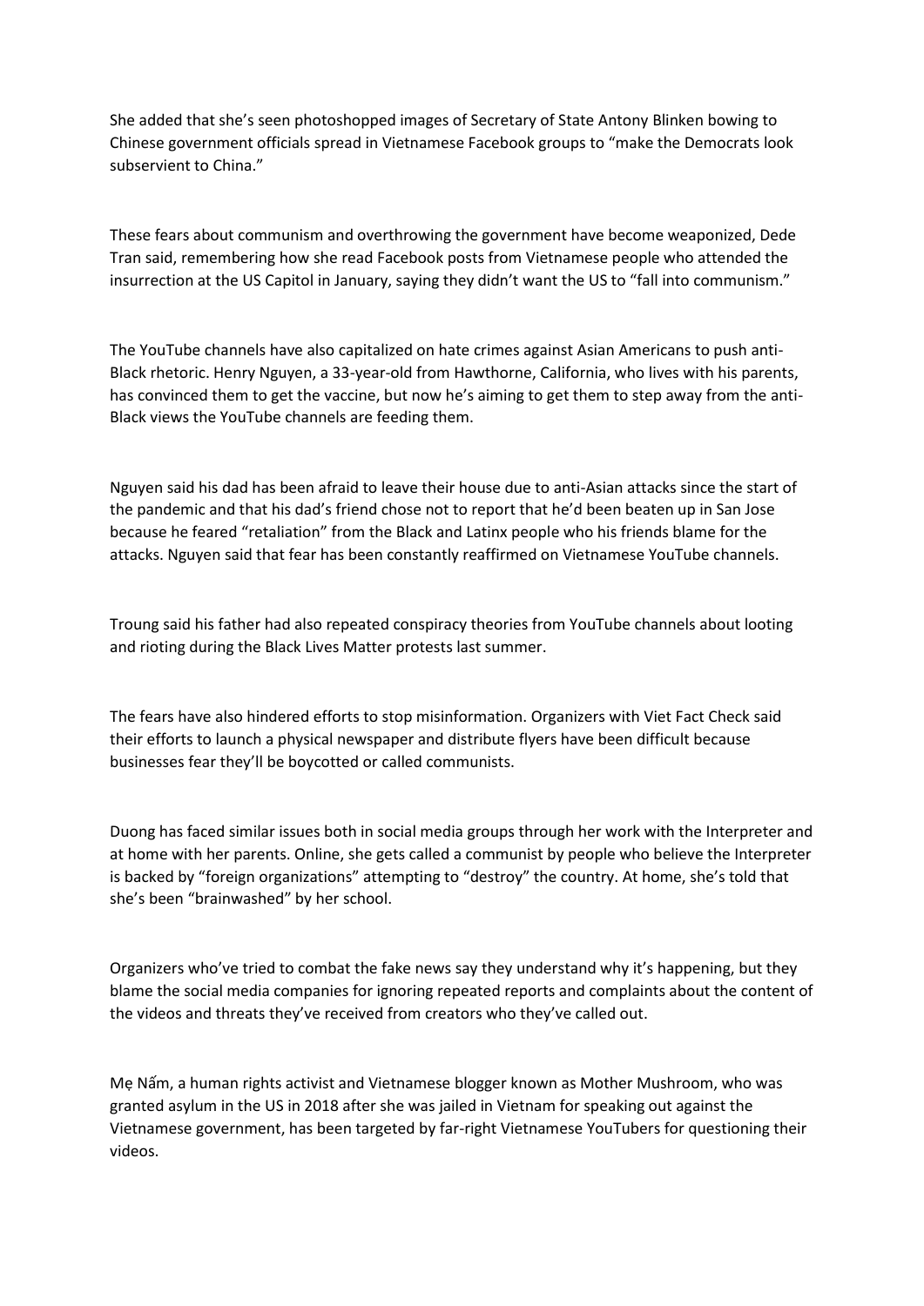She added that she's seen photoshopped images of Secretary of State Antony Blinken bowing to Chinese government officials spread in Vietnamese Facebook groups to "make the Democrats look subservient to China."

These fears about communism and overthrowing the government have become weaponized, Dede Tran said, remembering how she read Facebook posts from Vietnamese people who attended the insurrection at the US Capitol in January, saying they didn't want the US to "fall into communism."

The YouTube channels have also capitalized on hate crimes against Asian Americans to push anti-Black rhetoric. Henry Nguyen, a 33-year-old from Hawthorne, California, who lives with his parents, has convinced them to get the vaccine, but now he's aiming to get them to step away from the anti-Black views the YouTube channels are feeding them.

Nguyen said his dad has been afraid to leave their house due to anti-Asian attacks since the start of the pandemic and that his dad's friend chose not to report that he'd been beaten up in San Jose because he feared "retaliation" from the Black and Latinx people who his friends blame for the attacks. Nguyen said that fear has been constantly reaffirmed on Vietnamese YouTube channels.

Troung said his father had also repeated conspiracy theories from YouTube channels about looting and rioting during the Black Lives Matter protests last summer.

The fears have also hindered efforts to stop misinformation. Organizers with Viet Fact Check said their efforts to launch a physical newspaper and distribute flyers have been difficult because businesses fear they'll be boycotted or called communists.

Duong has faced similar issues both in social media groups through her work with the Interpreter and at home with her parents. Online, she gets called a communist by people who believe the Interpreter is backed by "foreign organizations" attempting to "destroy" the country. At home, she's told that she's been "brainwashed" by her school.

Organizers who've tried to combat the fake news say they understand why it's happening, but they blame the social media companies for ignoring repeated reports and complaints about the content of the videos and threats they've received from creators who they've called out.

Mẹ Nấm, a human rights activist and Vietnamese blogger known as Mother Mushroom, who was granted asylum in the US in 2018 after she was jailed in Vietnam for speaking out against the Vietnamese government, has been targeted by far-right Vietnamese YouTubers for questioning their videos.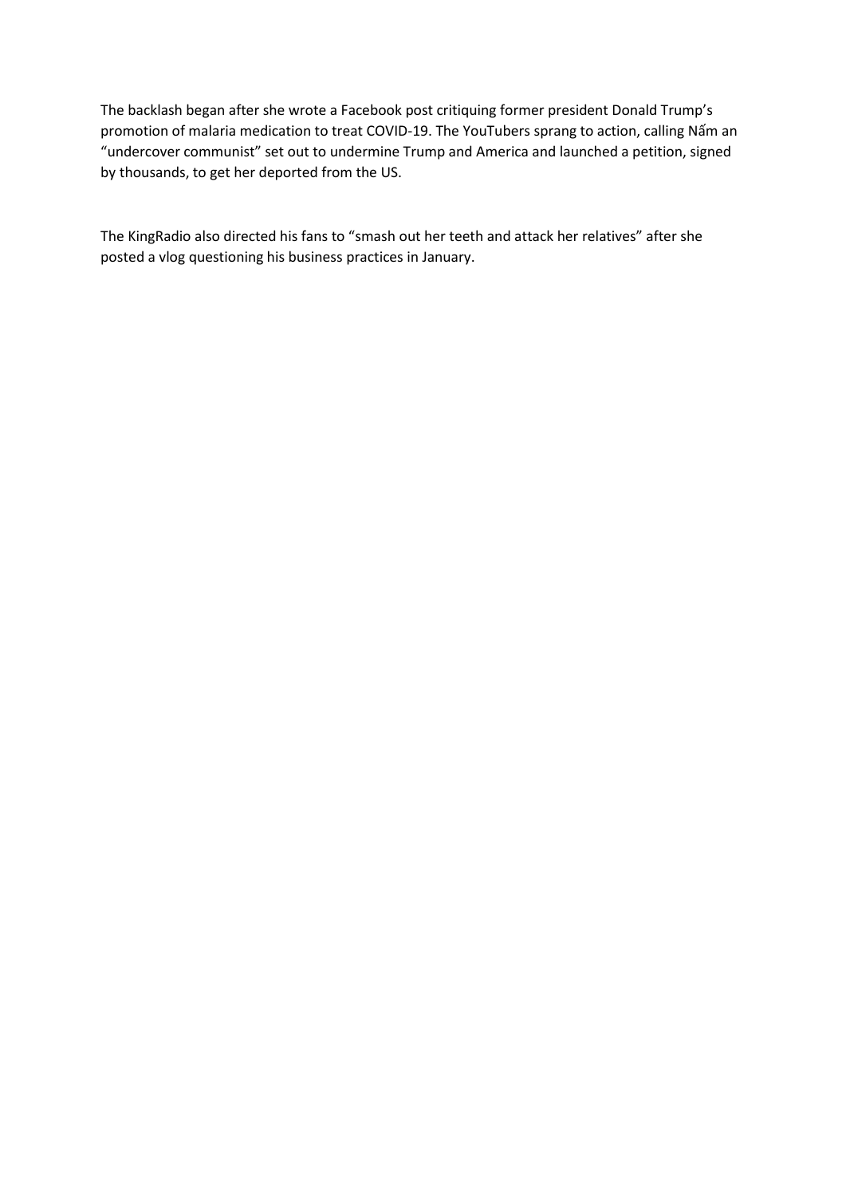The backlash began after she wrote a Facebook post critiquing former president Donald Trump's promotion of malaria medication to treat COVID-19. The YouTubers sprang to action, calling Nấm an "undercover communist" set out to undermine Trump and America and launched a petition, signed by thousands, to get her deported from the US.

The KingRadio also directed his fans to "smash out her teeth and attack her relatives" after she posted a vlog questioning his business practices in January.